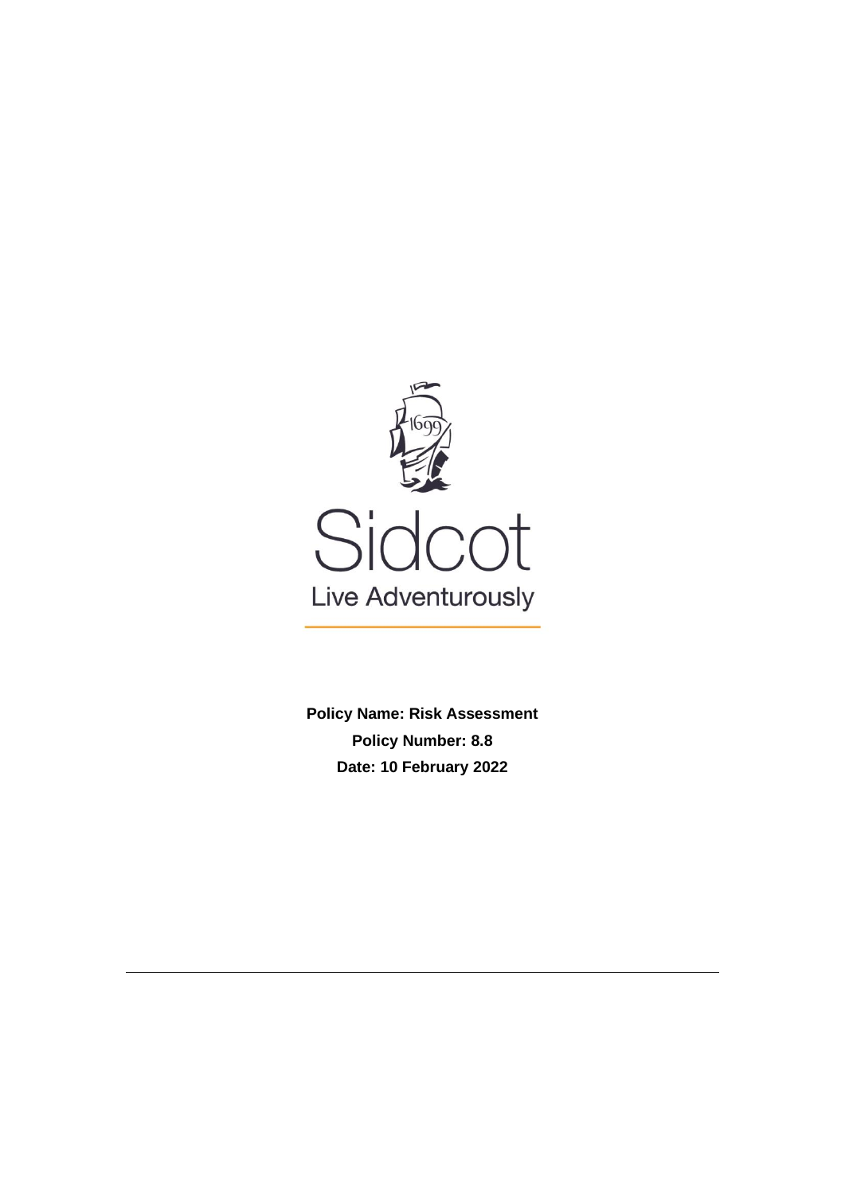Sidcot

Live Adventurously

**Policy Name: Risk Assessment**

**Policy Number: 8.8**

**Date: 10 February 2022**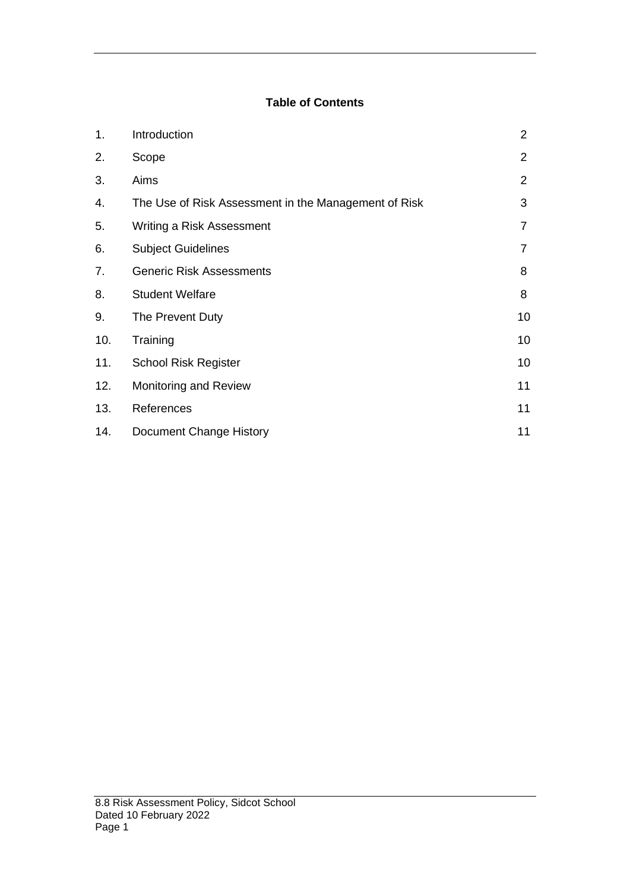**Table of Contents**

| | | |
|---|---|---|
| 1. | Introduction | 2 |
| 2. | Scope | 2 |
| 3. | Aims | 2 |
| 4. | The Use of Risk Assessment in the Management of Risk | 3 |
| 5. | Writing a Risk Assessment | 7 |
| 6. | Subject Guidelines | 7 |
| 7. | Generic Risk Assessments | 8 |
| 8. | Student Welfare | 8 |
| 9. | The Prevent Duty | 10 |
| 10. | Training | 10 |
| 11. | School Risk Register | 10 |
| 12. | Monitoring and Review | 11 |
| 13. | References | 11 |
| 14. | Document Change History | 11 |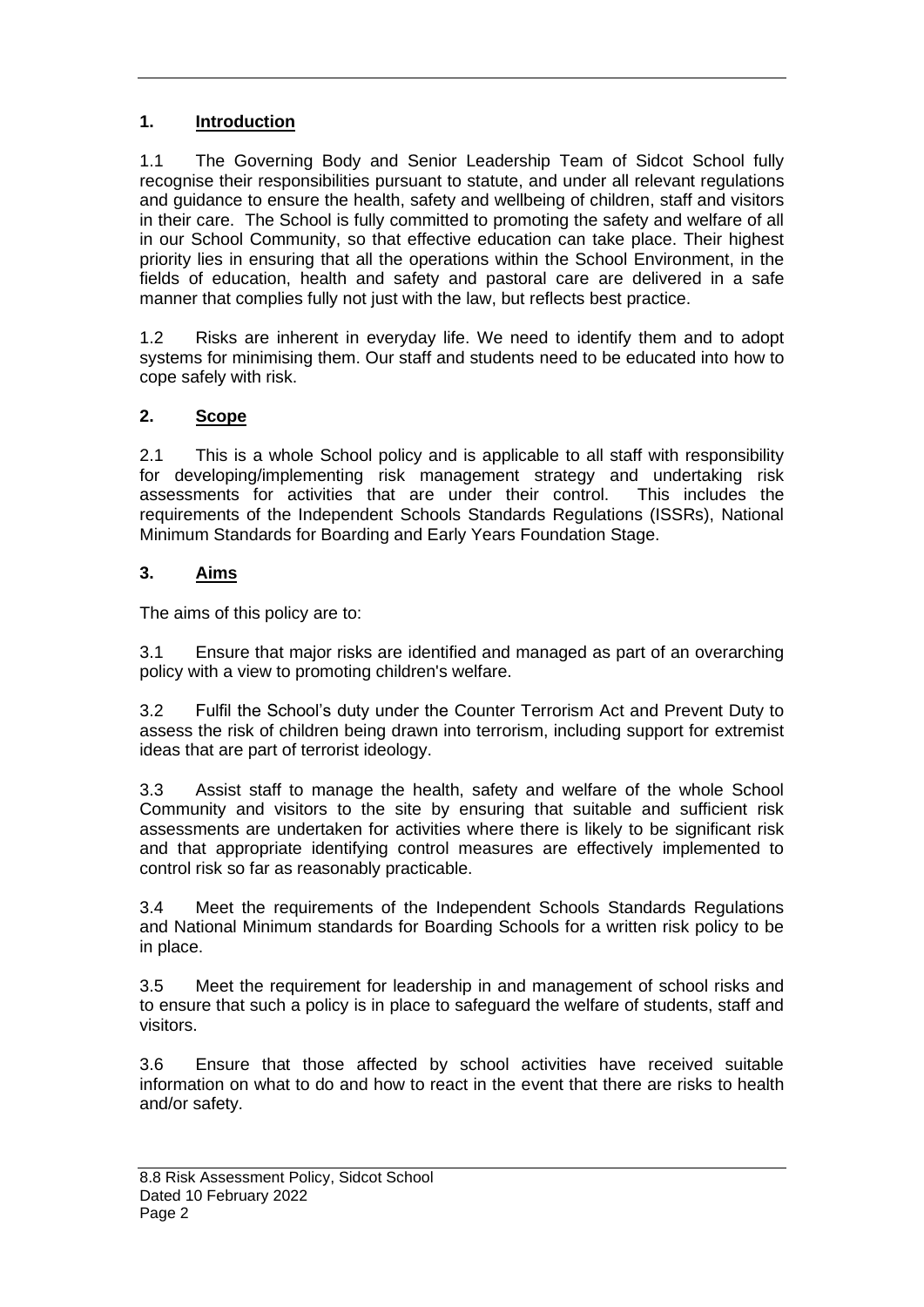## 1. Introduction

1.1 The Governing Body and Senior Leadership Team of Sidcot School fully recognise their responsibilities pursuant to statute, and under all relevant regulations and guidance to ensure the health, safety and wellbeing of children, staff and visitors in their care. The School is fully committed to promoting the safety and welfare of all in our School Community, so that effective education can take place. Their highest priority lies in ensuring that all the operations within the School Environment, in the fields of education, health and safety and pastoral care are delivered in a safe manner that complies fully not just with the law, but reflects best practice.

1.2 Risks are inherent in everyday life. We need to identify them and to adopt systems for minimising them. Our staff and students need to be educated into how to cope safely with risk.

## 2. Scope

2.1 This is a whole School policy and is applicable to all staff with responsibility for developing/implementing risk management strategy and undertaking risk assessments for activities that are under their control. This includes the requirements of the Independent Schools Standards Regulations (ISSRs), National Minimum Standards for Boarding and Early Years Foundation Stage.

## 3. Aims

The aims of this policy are to:

3.1 Ensure that major risks are identified and managed as part of an overarching policy with a view to promoting children's welfare.

3.2 Fulfil the School's duty under the Counter Terrorism Act and Prevent Duty to assess the risk of children being drawn into terrorism, including support for extremist ideas that are part of terrorist ideology.

3.3 Assist staff to manage the health, safety and welfare of the whole School Community and visitors to the site by ensuring that suitable and sufficient risk assessments are undertaken for activities where there is likely to be significant risk and that appropriate identifying control measures are effectively implemented to control risk so far as reasonably practicable.

3.4 Meet the requirements of the Independent Schools Standards Regulations and National Minimum standards for Boarding Schools for a written risk policy to be in place.

3.5 Meet the requirement for leadership in and management of school risks and to ensure that such a policy is in place to safeguard the welfare of students, staff and visitors.

3.6 Ensure that those affected by school activities have received suitable information on what to do and how to react in the event that there are risks to health and/or safety.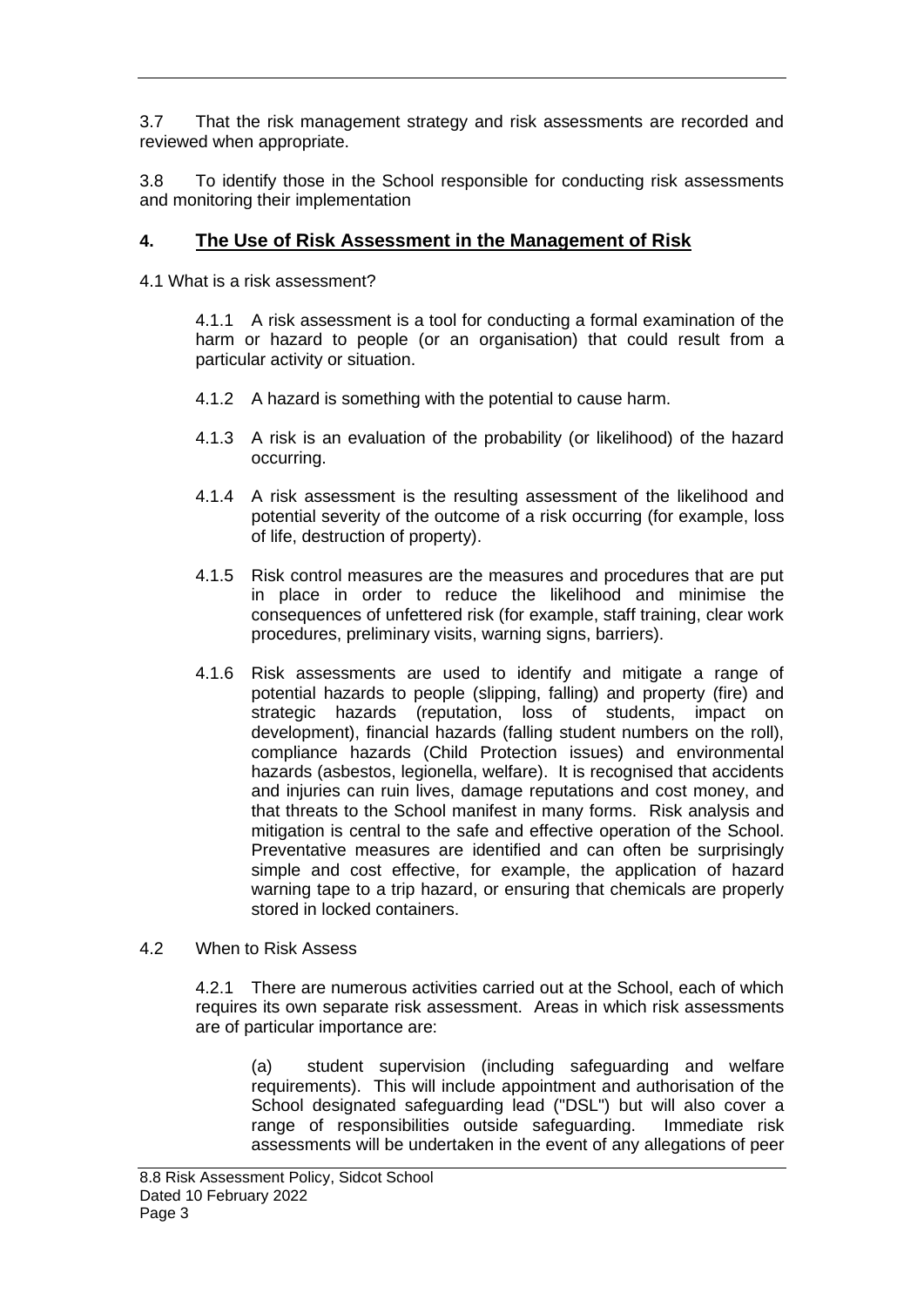3.7 That the risk management strategy and risk assessments are recorded and reviewed when appropriate.

3.8 To identify those in the School responsible for conducting risk assessments and monitoring their implementation

## 4. The Use of Risk Assessment in the Management of Risk

4.1 What is a risk assessment?

4.1.1 A risk assessment is a tool for conducting a formal examination of the harm or hazard to people (or an organisation) that could result from a particular activity or situation.

4.1.2 A hazard is something with the potential to cause harm.

4.1.3 A risk is an evaluation of the probability (or likelihood) of the hazard occurring.

4.1.4 A risk assessment is the resulting assessment of the likelihood and potential severity of the outcome of a risk occurring (for example, loss of life, destruction of property).

4.1.5 Risk control measures are the measures and procedures that are put in place in order to reduce the likelihood and minimise the consequences of unfettered risk (for example, staff training, clear work procedures, preliminary visits, warning signs, barriers).

4.1.6 Risk assessments are used to identify and mitigate a range of potential hazards to people (slipping, falling) and property (fire) and strategic hazards (reputation, loss of students, impact on development), financial hazards (falling student numbers on the roll), compliance hazards (Child Protection issues) and environmental hazards (asbestos, legionella, welfare). It is recognised that accidents and injuries can ruin lives, damage reputations and cost money, and that threats to the School manifest in many forms. Risk analysis and mitigation is central to the safe and effective operation of the School. Preventative measures are identified and can often be surprisingly simple and cost effective, for example, the application of hazard warning tape to a trip hazard, or ensuring that chemicals are properly stored in locked containers.

4.2 When to Risk Assess

4.2.1 There are numerous activities carried out at the School, each of which requires its own separate risk assessment. Areas in which risk assessments are of particular importance are:

(a) student supervision (including safeguarding and welfare requirements). This will include appointment and authorisation of the School designated safeguarding lead ("DSL") but will also cover a range of responsibilities outside safeguarding. Immediate risk assessments will be undertaken in the event of any allegations of peer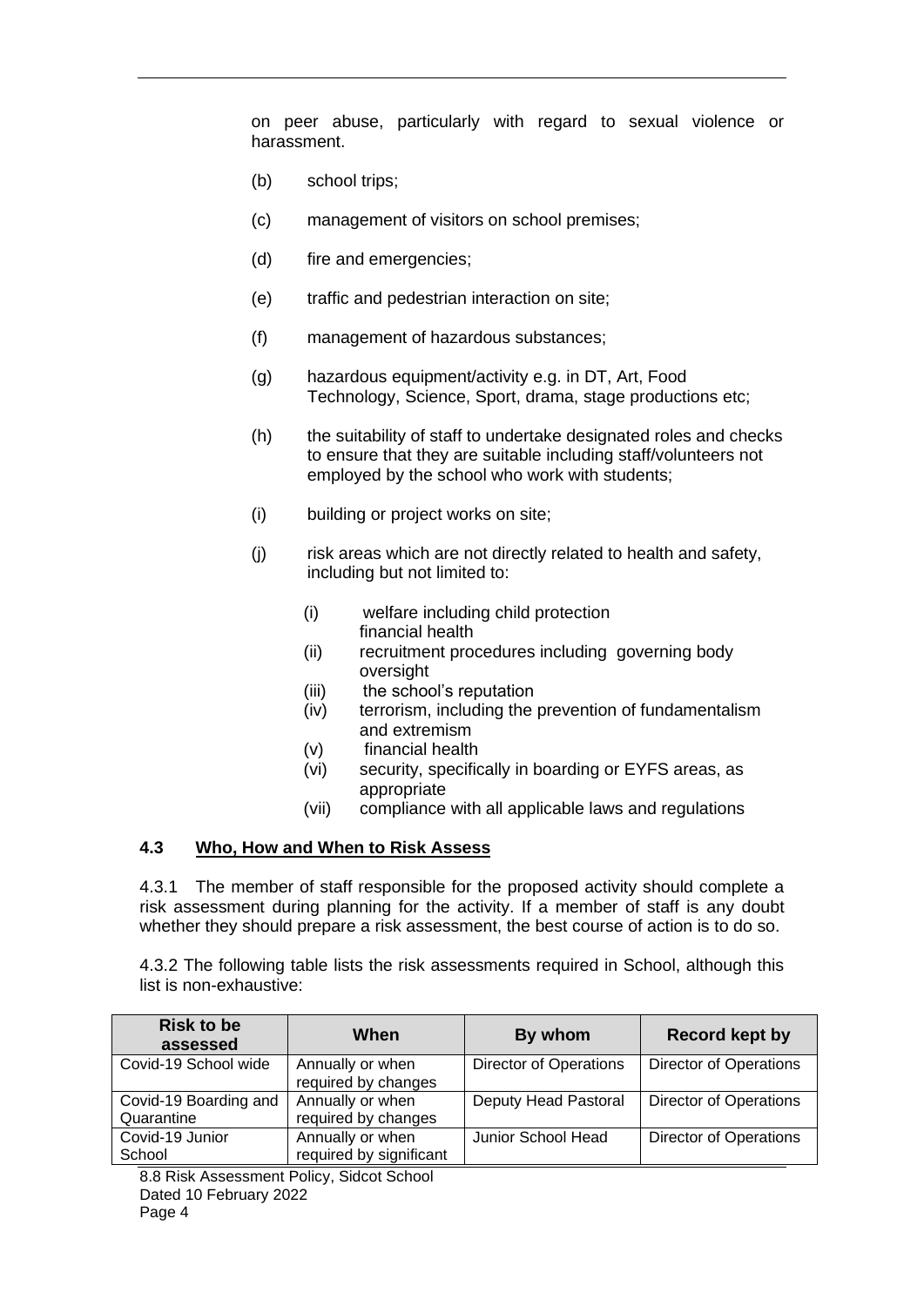on peer abuse, particularly with regard to sexual violence or harassment.

(b) school trips;

(c) management of visitors on school premises;

(d) fire and emergencies;

(e) traffic and pedestrian interaction on site;

(f) management of hazardous substances;

(g) hazardous equipment/activity e.g. in DT, Art, Food Technology, Science, Sport, drama, stage productions etc;

(h) the suitability of staff to undertake designated roles and checks to ensure that they are suitable including staff/volunteers not employed by the school who work with students;

(i) building or project works on site;

(j) risk areas which are not directly related to health and safety, including but not limited to:

(i) welfare including child protection financial health
(ii) recruitment procedures including governing body oversight
(iii) the school's reputation
(iv) terrorism, including the prevention of fundamentalism and extremism
(v) financial health
(vi) security, specifically in boarding or EYFS areas, as appropriate
(vii) compliance with all applicable laws and regulations

### 4.3 Who, How and When to Risk Assess

4.3.1 The member of staff responsible for the proposed activity should complete a risk assessment during planning for the activity. If a member of staff is any doubt whether they should prepare a risk assessment, the best course of action is to do so.

4.3.2 The following table lists the risk assessments required in School, although this list is non-exhaustive:

| Risk to be assessed | When | By whom | Record kept by |
|---|---|---|---|
| Covid-19 School wide | Annually or when required by changes | Director of Operations | Director of Operations |
| Covid-19 Boarding and Quarantine | Annually or when required by changes | Deputy Head Pastoral | Director of Operations |
| Covid-19 Junior School | Annually or when required by significant | Junior School Head | Director of Operations |

8.8 Risk Assessment Policy, Sidcot School
Dated 10 February 2022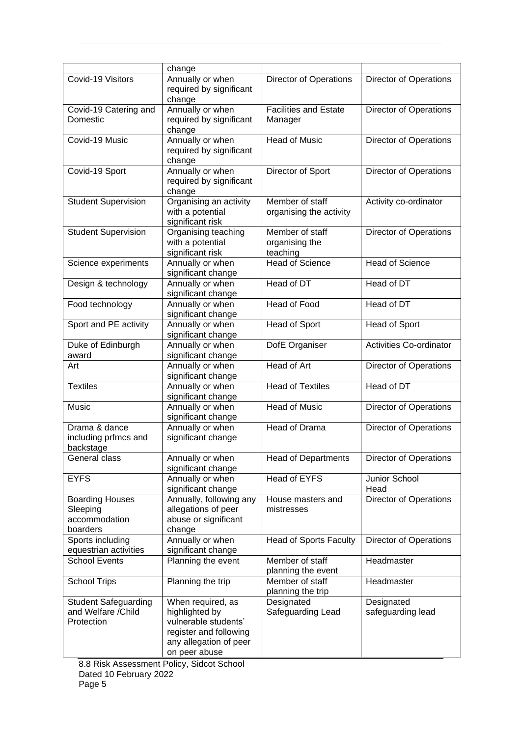| | | | |
|---|---|---|---|
| | change | | |
| Covid-19 Visitors | Annually or when required by significant change | Director of Operations | Director of Operations |
| Covid-19 Catering and Domestic | Annually or when required by significant change | Facilities and Estate Manager | Director of Operations |
| Covid-19 Music | Annually or when required by significant change | Head of Music | Director of Operations |
| Covid-19 Sport | Annually or when required by significant change | Director of Sport | Director of Operations |
| Student Supervision | Organising an activity with a potential significant risk | Member of staff organising the activity | Activity co-ordinator |
| Student Supervision | Organising teaching with a potential significant risk | Member of staff organising the teaching | Director of Operations |
| Science experiments | Annually or when significant change | Head of Science | Head of Science |
| Design & technology | Annually or when significant change | Head of DT | Head of DT |
| Food technology | Annually or when significant change | Head of Food | Head of DT |
| Sport and PE activity | Annually or when significant change | Head of Sport | Head of Sport |
| Duke of Edinburgh award | Annually or when significant change | DofE Organiser | Activities Co-ordinator |
| Art | Annually or when significant change | Head of Art | Director of Operations |
| Textiles | Annually or when significant change | Head of Textiles | Head of DT |
| Music | Annually or when significant change | Head of Music | Director of Operations |
| Drama & dance including prfmcs and backstage | Annually or when significant change | Head of Drama | Director of Operations |
| General class | Annually or when significant change | Head of Departments | Director of Operations |
| EYFS | Annually or when significant change | Head of EYFS | Junior School Head |
| Boarding Houses Sleeping accommodation boarders | Annually, following any allegations of peer abuse or significant change | House masters and mistresses | Director of Operations |
| Sports including equestrian activities | Annually or when significant change | Head of Sports Faculty | Director of Operations |
| School Events | Planning the event | Member of staff planning the event | Headmaster |
| School Trips | Planning the trip | Member of staff planning the trip | Headmaster |
| Student Safeguarding and Welfare /Child Protection | When required, as highlighted by vulnerable students' register and following any allegation of peer on peer abuse | Designated Safeguarding Lead | Designated safeguarding lead |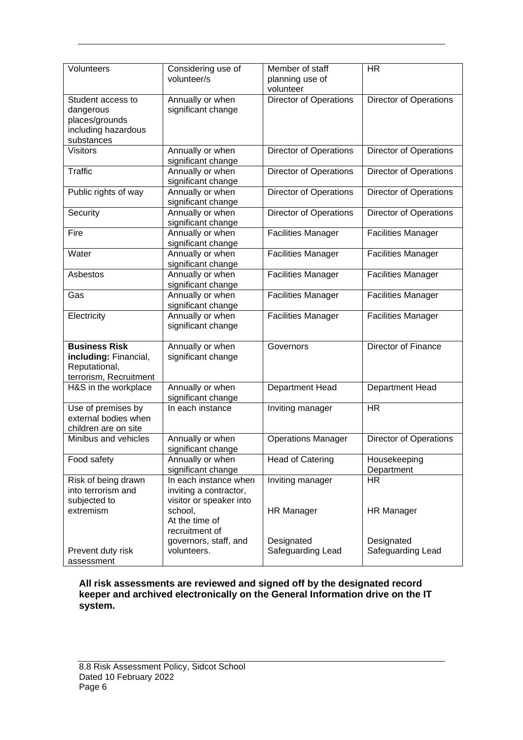| | | | |
|---|---|---|---|
| Volunteers | Considering use of volunteer/s | Member of staff planning use of volunteer | HR |
| Student access to dangerous places/grounds including hazardous substances | Annually or when significant change | Director of Operations | Director of Operations |
| Visitors | Annually or when significant change | Director of Operations | Director of Operations |
| Traffic | Annually or when significant change | Director of Operations | Director of Operations |
| Public rights of way | Annually or when significant change | Director of Operations | Director of Operations |
| Security | Annually or when significant change | Director of Operations | Director of Operations |
| Fire | Annually or when significant change | Facilities Manager | Facilities Manager |
| Water | Annually or when significant change | Facilities Manager | Facilities Manager |
| Asbestos | Annually or when significant change | Facilities Manager | Facilities Manager |
| Gas | Annually or when significant change | Facilities Manager | Facilities Manager |
| Electricity | Annually or when significant change | Facilities Manager | Facilities Manager |
| **Business Risk including:** Financial, Reputational, terrorism, Recruitment | Annually or when significant change | Governors | Director of Finance |
| H&S in the workplace | Annually or when significant change | Department Head | Department Head |
| Use of premises by external bodies when children are on site | In each instance | Inviting manager | HR |
| Minibus and vehicles | Annually or when significant change | Operations Manager | Director of Operations |
| Food safety | Annually or when significant change | Head of Catering | Housekeeping Department |
| Risk of being drawn into terrorism and subjected to extremism<br><br>Prevent duty risk assessment | In each instance when inviting a contractor, visitor or speaker into school,<br>At the time of recruitment of governors, staff, and volunteers. | Inviting manager<br><br>HR Manager<br><br>Designated Safeguarding Lead | HR<br><br>HR Manager<br><br>Designated Safeguarding Lead |

**All risk assessments are reviewed and signed off by the designated record keeper and archived electronically on the General Information drive on the IT system.**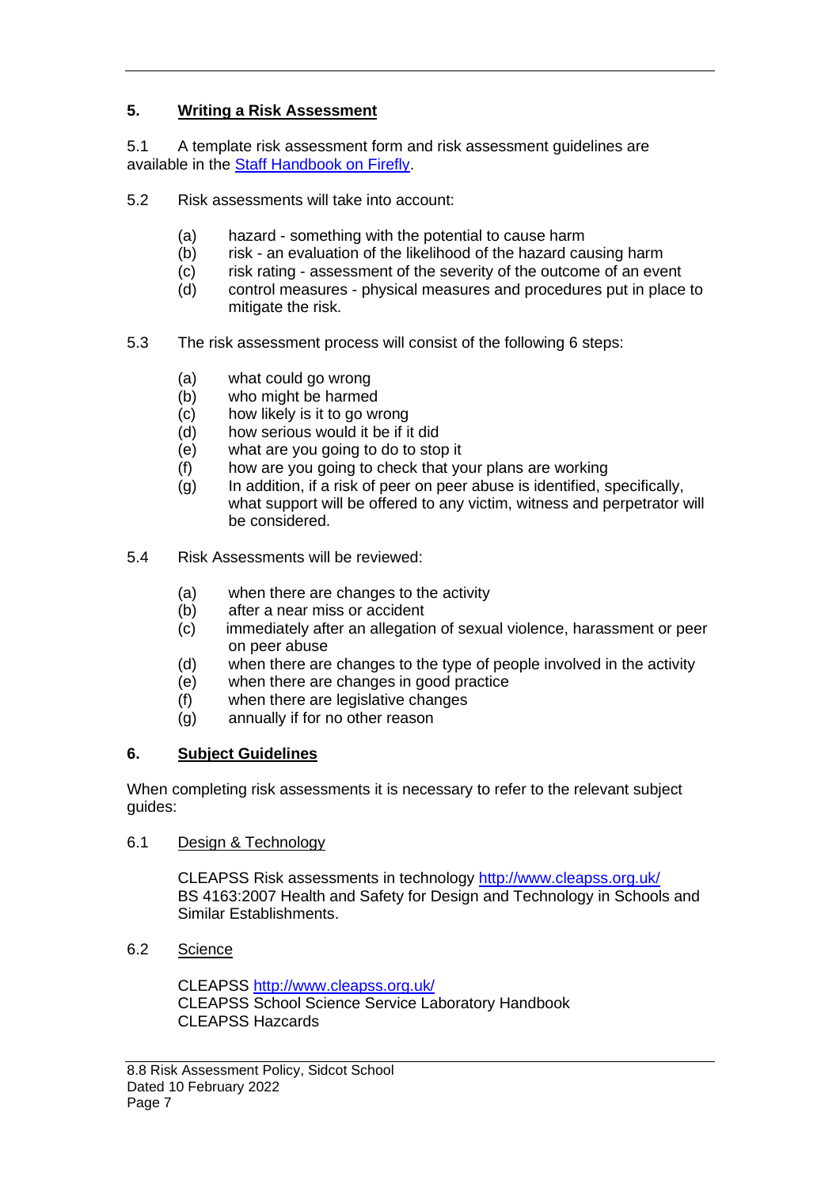## 5. Writing a Risk Assessment

5.1 A template risk assessment form and risk assessment guidelines are available in the [Staff Handbook on Firefly](#).

5.2 Risk assessments will take into account:

- (a) hazard - something with the potential to cause harm
- (b) risk - an evaluation of the likelihood of the hazard causing harm
- (c) risk rating - assessment of the severity of the outcome of an event
- (d) control measures - physical measures and procedures put in place to mitigate the risk.

5.3 The risk assessment process will consist of the following 6 steps:

- (a) what could go wrong
- (b) who might be harmed
- (c) how likely is it to go wrong
- (d) how serious would it be if it did
- (e) what are you going to do to stop it
- (f) how are you going to check that your plans are working
- (g) In addition, if a risk of peer on peer abuse is identified, specifically, what support will be offered to any victim, witness and perpetrator will be considered.

5.4 Risk Assessments will be reviewed:

- (a) when there are changes to the activity
- (b) after a near miss or accident
- (c) immediately after an allegation of sexual violence, harassment or peer on peer abuse
- (d) when there are changes to the type of people involved in the activity
- (e) when there are changes in good practice
- (f) when there are legislative changes
- (g) annually if for no other reason

## 6. Subject Guidelines

When completing risk assessments it is necessary to refer to the relevant subject guides:

6.1 Design & Technology

CLEAPSS Risk assessments in technology http://www.cleapss.org.uk/
BS 4163:2007 Health and Safety for Design and Technology in Schools and Similar Establishments.

6.2 Science

CLEAPSS http://www.cleapss.org.uk/
CLEAPSS School Science Service Laboratory Handbook
CLEAPSS Hazcards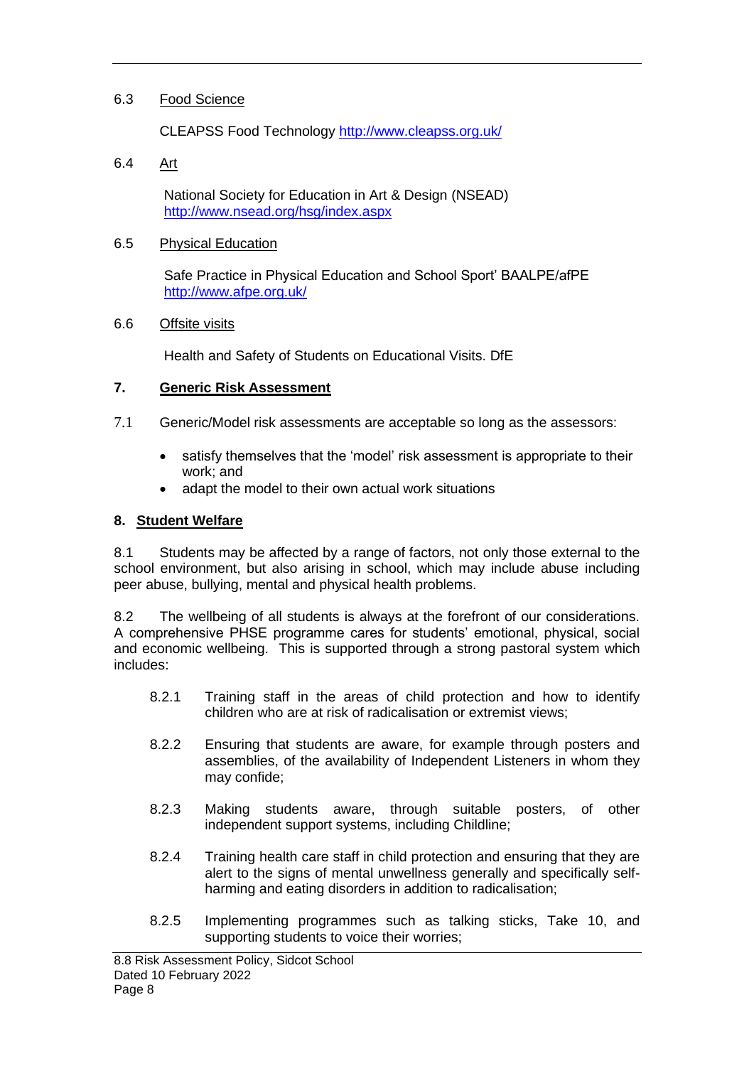6.3 Food Science

CLEAPSS Food Technology http://www.cleapss.org.uk/

6.4 Art

National Society for Education in Art & Design (NSEAD) http://www.nsead.org/hsg/index.aspx

6.5 Physical Education

Safe Practice in Physical Education and School Sport' BAALPE/afPE http://www.afpe.org.uk/

6.6 Offsite visits

Health and Safety of Students on Educational Visits. DfE

## 7. Generic Risk Assessment

7.1 Generic/Model risk assessments are acceptable so long as the assessors:

- satisfy themselves that the 'model' risk assessment is appropriate to their work; and
- adapt the model to their own actual work situations

## 8. Student Welfare

8.1 Students may be affected by a range of factors, not only those external to the school environment, but also arising in school, which may include abuse including peer abuse, bullying, mental and physical health problems.

8.2 The wellbeing of all students is always at the forefront of our considerations. A comprehensive PHSE programme cares for students' emotional, physical, social and economic wellbeing. This is supported through a strong pastoral system which includes:

8.2.1 Training staff in the areas of child protection and how to identify children who are at risk of radicalisation or extremist views;

8.2.2 Ensuring that students are aware, for example through posters and assemblies, of the availability of Independent Listeners in whom they may confide;

8.2.3 Making students aware, through suitable posters, of other independent support systems, including Childline;

8.2.4 Training health care staff in child protection and ensuring that they are alert to the signs of mental unwellness generally and specifically self-harming and eating disorders in addition to radicalisation;

8.2.5 Implementing programmes such as talking sticks, Take 10, and supporting students to voice their worries;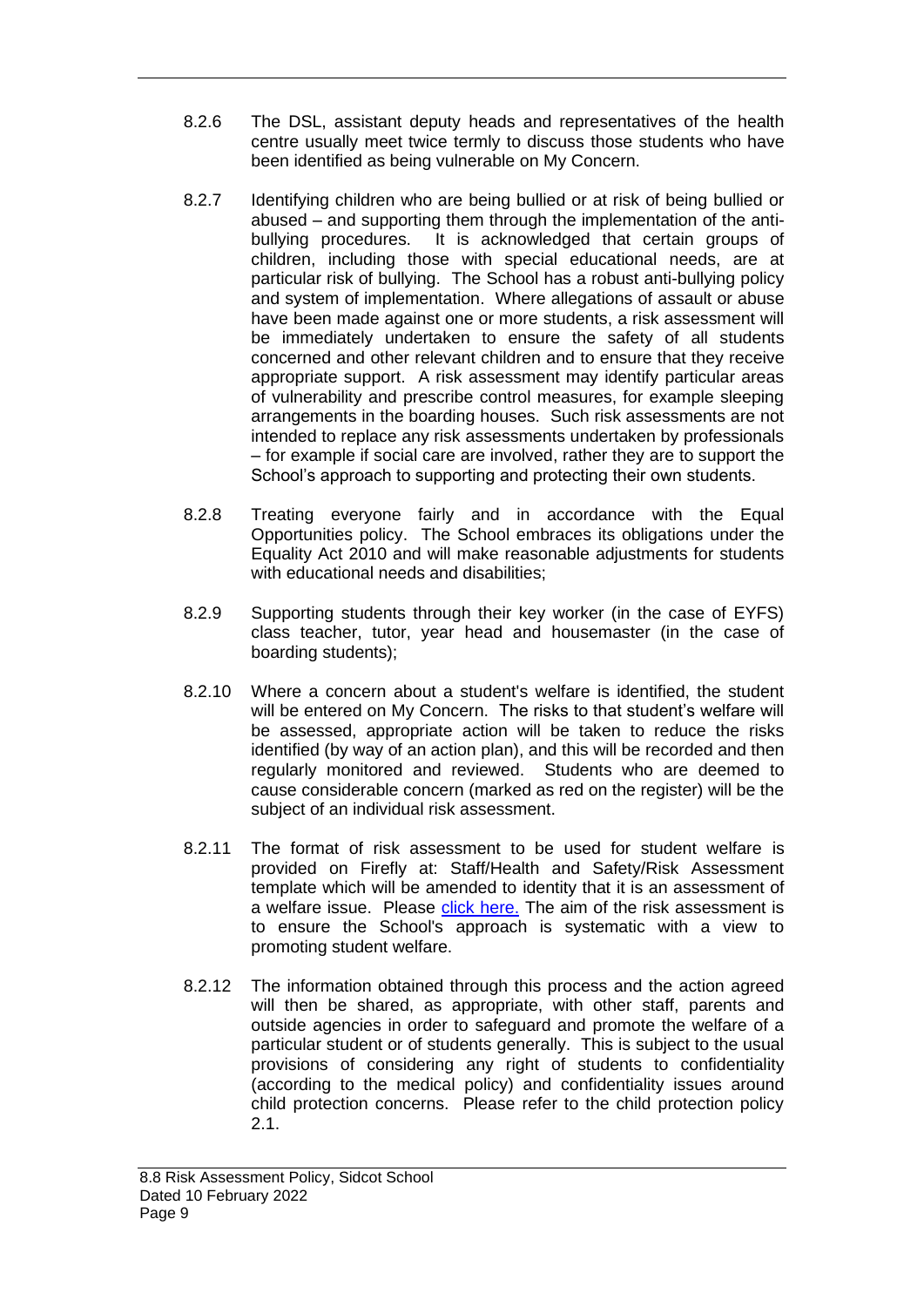8.2.6 The DSL, assistant deputy heads and representatives of the health centre usually meet twice termly to discuss those students who have been identified as being vulnerable on My Concern.

8.2.7 Identifying children who are being bullied or at risk of being bullied or abused – and supporting them through the implementation of the anti-bullying procedures. It is acknowledged that certain groups of children, including those with special educational needs, are at particular risk of bullying. The School has a robust anti-bullying policy and system of implementation. Where allegations of assault or abuse have been made against one or more students, a risk assessment will be immediately undertaken to ensure the safety of all students concerned and other relevant children and to ensure that they receive appropriate support. A risk assessment may identify particular areas of vulnerability and prescribe control measures, for example sleeping arrangements in the boarding houses. Such risk assessments are not intended to replace any risk assessments undertaken by professionals – for example if social care are involved, rather they are to support the School's approach to supporting and protecting their own students.

8.2.8 Treating everyone fairly and in accordance with the Equal Opportunities policy. The School embraces its obligations under the Equality Act 2010 and will make reasonable adjustments for students with educational needs and disabilities;

8.2.9 Supporting students through their key worker (in the case of EYFS) class teacher, tutor, year head and housemaster (in the case of boarding students);

8.2.10 Where a concern about a student's welfare is identified, the student will be entered on My Concern. The risks to that student's welfare will be assessed, appropriate action will be taken to reduce the risks identified (by way of an action plan), and this will be recorded and then regularly monitored and reviewed. Students who are deemed to cause considerable concern (marked as red on the register) will be the subject of an individual risk assessment.

8.2.11 The format of risk assessment to be used for student welfare is provided on Firefly at: Staff/Health and Safety/Risk Assessment template which will be amended to identity that it is an assessment of a welfare issue. Please click here. The aim of the risk assessment is to ensure the School's approach is systematic with a view to promoting student welfare.

8.2.12 The information obtained through this process and the action agreed will then be shared, as appropriate, with other staff, parents and outside agencies in order to safeguard and promote the welfare of a particular student or of students generally. This is subject to the usual provisions of considering any right of students to confidentiality (according to the medical policy) and confidentiality issues around child protection concerns. Please refer to the child protection policy 2.1.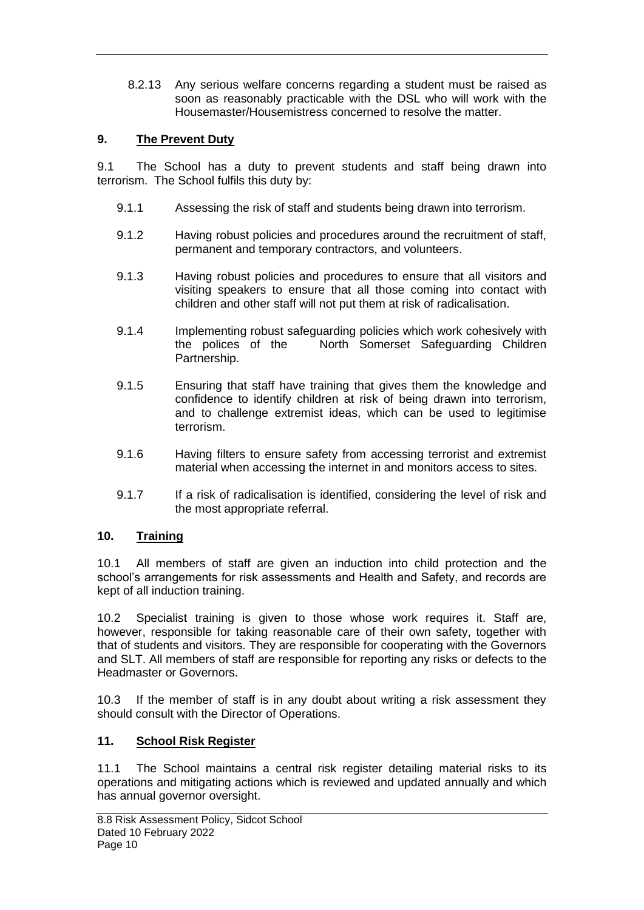8.2.13 Any serious welfare concerns regarding a student must be raised as soon as reasonably practicable with the DSL who will work with the Housemaster/Housemistress concerned to resolve the matter.

## 9. The Prevent Duty

9.1 The School has a duty to prevent students and staff being drawn into terrorism. The School fulfils this duty by:

9.1.1 Assessing the risk of staff and students being drawn into terrorism.

9.1.2 Having robust policies and procedures around the recruitment of staff, permanent and temporary contractors, and volunteers.

9.1.3 Having robust policies and procedures to ensure that all visitors and visiting speakers to ensure that all those coming into contact with children and other staff will not put them at risk of radicalisation.

9.1.4 Implementing robust safeguarding policies which work cohesively with the polices of the North Somerset Safeguarding Children Partnership.

9.1.5 Ensuring that staff have training that gives them the knowledge and confidence to identify children at risk of being drawn into terrorism, and to challenge extremist ideas, which can be used to legitimise terrorism.

9.1.6 Having filters to ensure safety from accessing terrorist and extremist material when accessing the internet in and monitors access to sites.

9.1.7 If a risk of radicalisation is identified, considering the level of risk and the most appropriate referral.

## 10. Training

10.1 All members of staff are given an induction into child protection and the school's arrangements for risk assessments and Health and Safety, and records are kept of all induction training.

10.2 Specialist training is given to those whose work requires it. Staff are, however, responsible for taking reasonable care of their own safety, together with that of students and visitors. They are responsible for cooperating with the Governors and SLT. All members of staff are responsible for reporting any risks or defects to the Headmaster or Governors.

10.3 If the member of staff is in any doubt about writing a risk assessment they should consult with the Director of Operations.

## 11. School Risk Register

11.1 The School maintains a central risk register detailing material risks to its operations and mitigating actions which is reviewed and updated annually and which has annual governor oversight.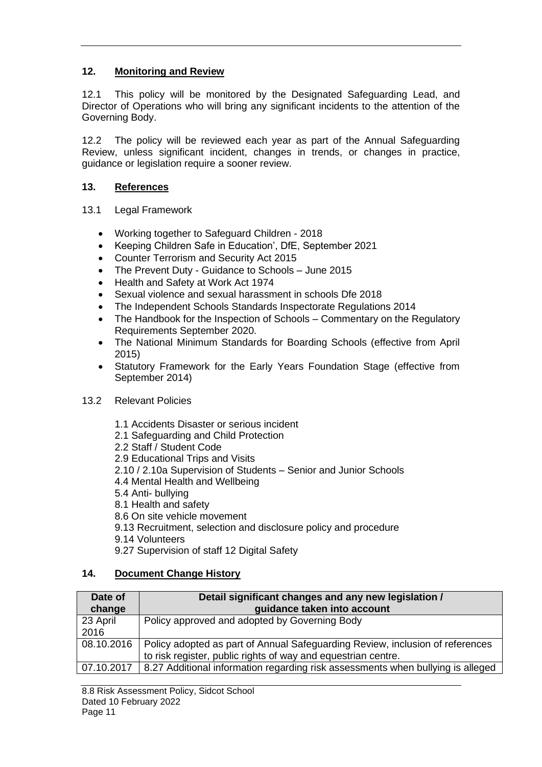## 12. Monitoring and Review

12.1 This policy will be monitored by the Designated Safeguarding Lead, and Director of Operations who will bring any significant incidents to the attention of the Governing Body.

12.2 The policy will be reviewed each year as part of the Annual Safeguarding Review, unless significant incident, changes in trends, or changes in practice, guidance or legislation require a sooner review.

## 13. References

13.1 Legal Framework

- Working together to Safeguard Children - 2018
- Keeping Children Safe in Education', DfE, September 2021
- Counter Terrorism and Security Act 2015
- The Prevent Duty - Guidance to Schools – June 2015
- Health and Safety at Work Act 1974
- Sexual violence and sexual harassment in schools Dfe 2018
- The Independent Schools Standards Inspectorate Regulations 2014
- The Handbook for the Inspection of Schools – Commentary on the Regulatory Requirements September 2020.
- The National Minimum Standards for Boarding Schools (effective from April 2015)
- Statutory Framework for the Early Years Foundation Stage (effective from September 2014)

13.2 Relevant Policies

1.1 Accidents Disaster or serious incident
2.1 Safeguarding and Child Protection
2.2 Staff / Student Code
2.9 Educational Trips and Visits
2.10 / 2.10a Supervision of Students – Senior and Junior Schools
4.4 Mental Health and Wellbeing
5.4 Anti- bullying
8.1 Health and safety
8.6 On site vehicle movement
9.13 Recruitment, selection and disclosure policy and procedure
9.14 Volunteers
9.27 Supervision of staff 12 Digital Safety

## 14. Document Change History

| Date of change | Detail significant changes and any new legislation / guidance taken into account |
|---|---|
| 23 April 2016 | Policy approved and adopted by Governing Body |
| 08.10.2016 | Policy adopted as part of Annual Safeguarding Review, inclusion of references to risk register, public rights of way and equestrian centre. |
| 07.10.2017 | 8.27 Additional information regarding risk assessments when bullying is alleged |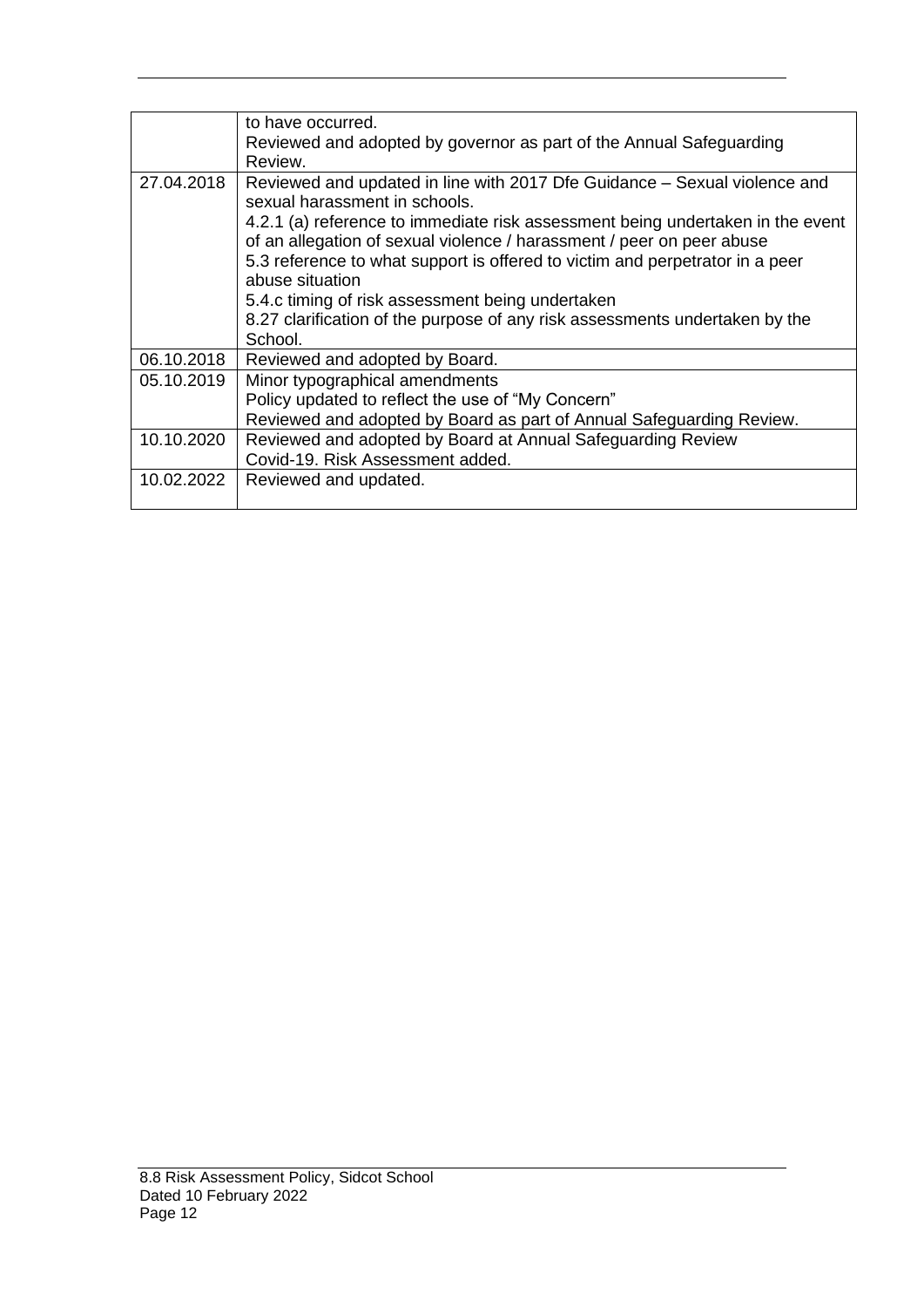| | |
|---|---|
| | to have occurred.<br>Reviewed and adopted by governor as part of the Annual Safeguarding Review. |
| 27.04.2018 | Reviewed and updated in line with 2017 Dfe Guidance – Sexual violence and sexual harassment in schools.<br>4.2.1 (a) reference to immediate risk assessment being undertaken in the event of an allegation of sexual violence / harassment / peer on peer abuse<br>5.3 reference to what support is offered to victim and perpetrator in a peer abuse situation<br>5.4.c timing of risk assessment being undertaken<br>8.27 clarification of the purpose of any risk assessments undertaken by the School. |
| 06.10.2018 | Reviewed and adopted by Board. |
| 05.10.2019 | Minor typographical amendments<br>Policy updated to reflect the use of "My Concern"<br>Reviewed and adopted by Board as part of Annual Safeguarding Review. |
| 10.10.2020 | Reviewed and adopted by Board at Annual Safeguarding Review<br>Covid-19. Risk Assessment added. |
| 10.02.2022 | Reviewed and updated. |